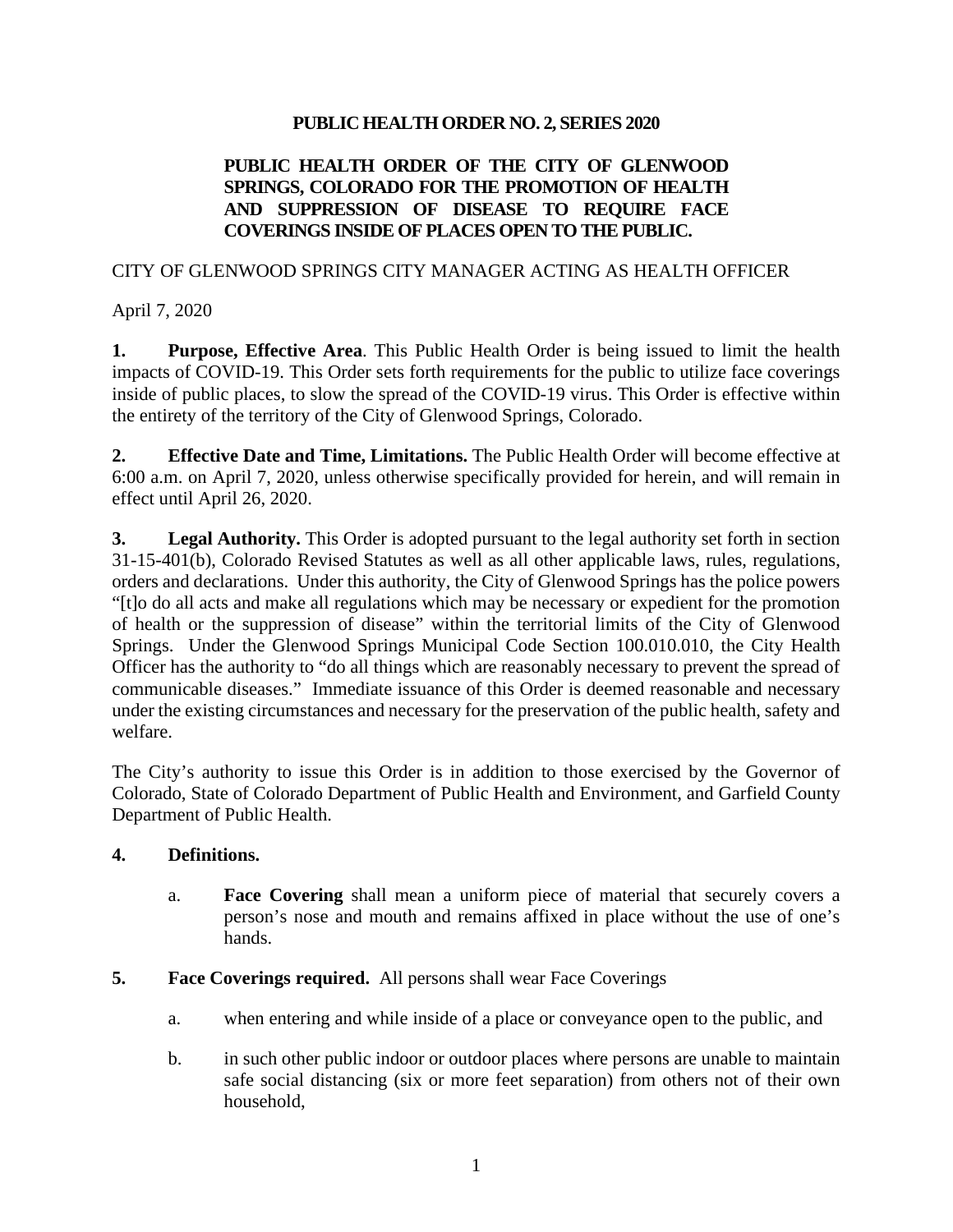# PUBLIC HEALTH ORDER NO. 2, SERIES 2020

## PUBLIC HEALTH ORDER OF THE CITY OF GLENWOOD SPRINGS, COLORADO FOR THE PROMOTION OF HEALTH AND SUPPRESSION OF DISEASE TO REQUIRE FACE COVERINGS INSIDE OF PLACES OPEN TO THE PUBLIC.

CITY OF GLENWOOD SPRINGS CITY MANAGER ACTING AS HEALTH OFFICER

April 7, 2020

**1. Purpose, Effective Area**. This Public Health Order is being issued to limit the health impacts of COVID-19. This Order sets forth requirements for the public to utilize face coverings inside of public places, to slow the spread of the COVID-19 virus. This Order is effective within the entirety of the territory of the City of Glenwood Springs, Colorado.

**2. Effective Date and Time, Limitations.** The Public Health Order will become effective at 6:00 a.m. on April 7, 2020, unless otherwise specifically provided for herein, and will remain in effect until April 26, 2020.

**3. Legal Authority.** This Order is adopted pursuant to the legal authority set forth in section 31-15-401(b), Colorado Revised Statutes as well as all other applicable laws, rules, regulations, orders and declarations. Under this authority, the City of Glenwood Springs has the police powers "[t]o do all acts and make all regulations which may be necessary or expedient for the promotion of health or the suppression of disease" within the territorial limits of the City of Glenwood Springs. Under the Glenwood Springs Municipal Code Section 100.010.010, the City Health Officer has the authority to "do all things which are reasonably necessary to prevent the spread of communicable diseases." Immediate issuance of this Order is deemed reasonable and necessary under the existing circumstances and necessary for the preservation of the public health, safety and welfare.

The City's authority to issue this Order is in addition to those exercised by the Governor of Colorado, State of Colorado Department of Public Health and Environment, and Garfield County Department of Public Health.

**4. Definitions.**

a. **Face Covering** shall mean a uniform piece of material that securely covers a person's nose and mouth and remains affixed in place without the use of one's hands.

**5. Face Coverings required.** All persons shall wear Face Coverings

a. when entering and while inside of a place or conveyance open to the public, and

b. in such other public indoor or outdoor places where persons are unable to maintain safe social distancing (six or more feet separation) from others not of their own household,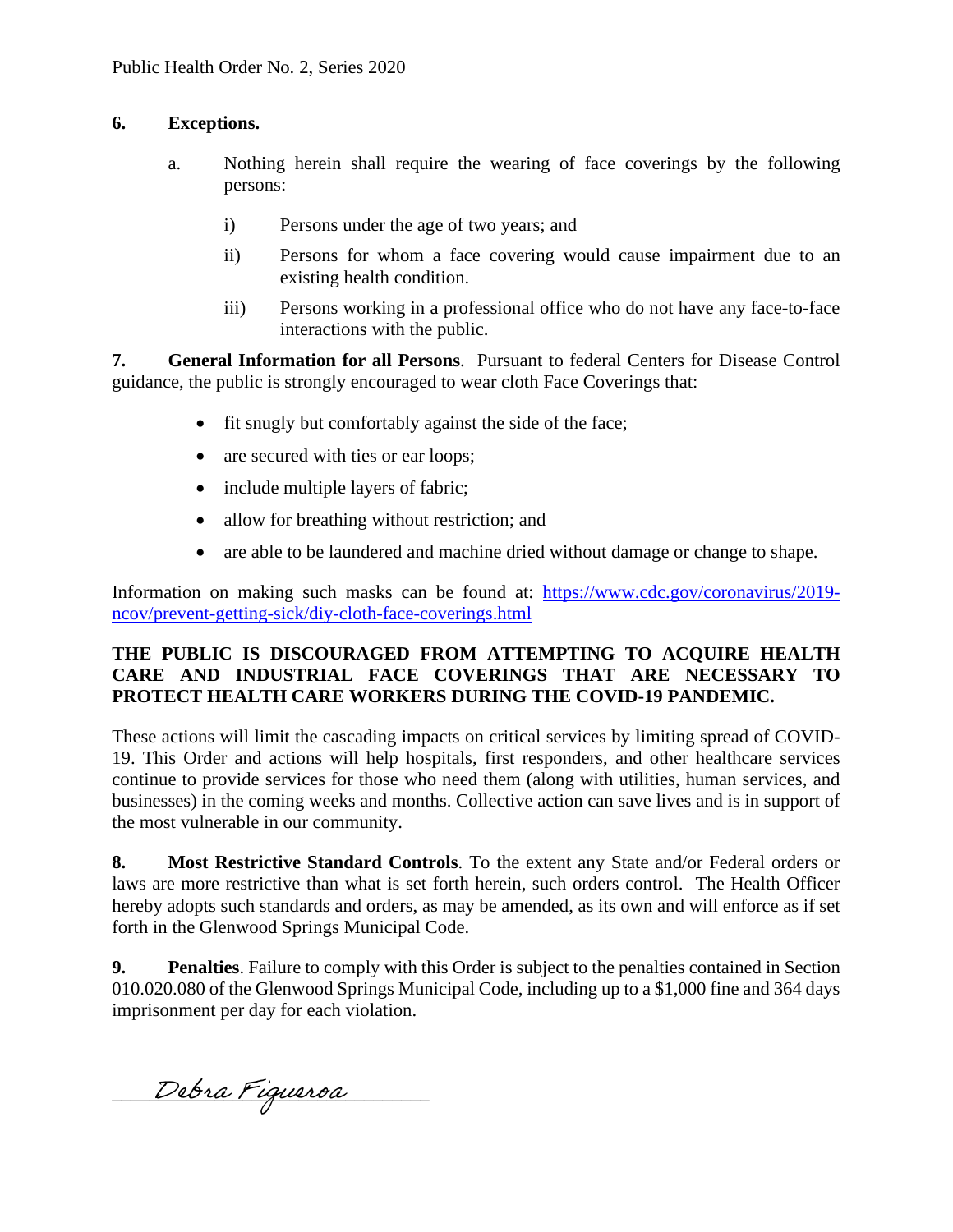**6. Exceptions.**

a. Nothing herein shall require the wearing of face coverings by the following persons:

i) Persons under the age of two years; and

ii) Persons for whom a face covering would cause impairment due to an existing health condition.

iii) Persons working in a professional office who do not have any face-to-face interactions with the public.

**7. General Information for all Persons**. Pursuant to federal Centers for Disease Control guidance, the public is strongly encouraged to wear cloth Face Coverings that:

- fit snugly but comfortably against the side of the face;
- are secured with ties or ear loops;
- include multiple layers of fabric;
- allow for breathing without restriction; and
- are able to be laundered and machine dried without damage or change to shape.

Information on making such masks can be found at: [https://www.cdc.gov/coronavirus/2019-ncov/prevent-getting-sick/diy-cloth-face-coverings.html](https://www.cdc.gov/coronavirus/2019-ncov/prevent-getting-sick/diy-cloth-face-coverings.html)

**THE PUBLIC IS DISCOURAGED FROM ATTEMPTING TO ACQUIRE HEALTH CARE AND INDUSTRIAL FACE COVERINGS THAT ARE NECESSARY TO PROTECT HEALTH CARE WORKERS DURING THE COVID-19 PANDEMIC.**

These actions will limit the cascading impacts on critical services by limiting spread of COVID-19. This Order and actions will help hospitals, first responders, and other healthcare services continue to provide services for those who need them (along with utilities, human services, and businesses) in the coming weeks and months. Collective action can save lives and is in support of the most vulnerable in our community.

**8. Most Restrictive Standard Controls**. To the extent any State and/or Federal orders or laws are more restrictive than what is set forth herein, such orders control. The Health Officer hereby adopts such standards and orders, as may be amended, as its own and will enforce as if set forth in the Glenwood Springs Municipal Code.

**9. Penalties**. Failure to comply with this Order is subject to the penalties contained in Section 010.020.080 of the Glenwood Springs Municipal Code, including up to a $1,000 fine and 364 days imprisonment per day for each violation.

Debra Figueroa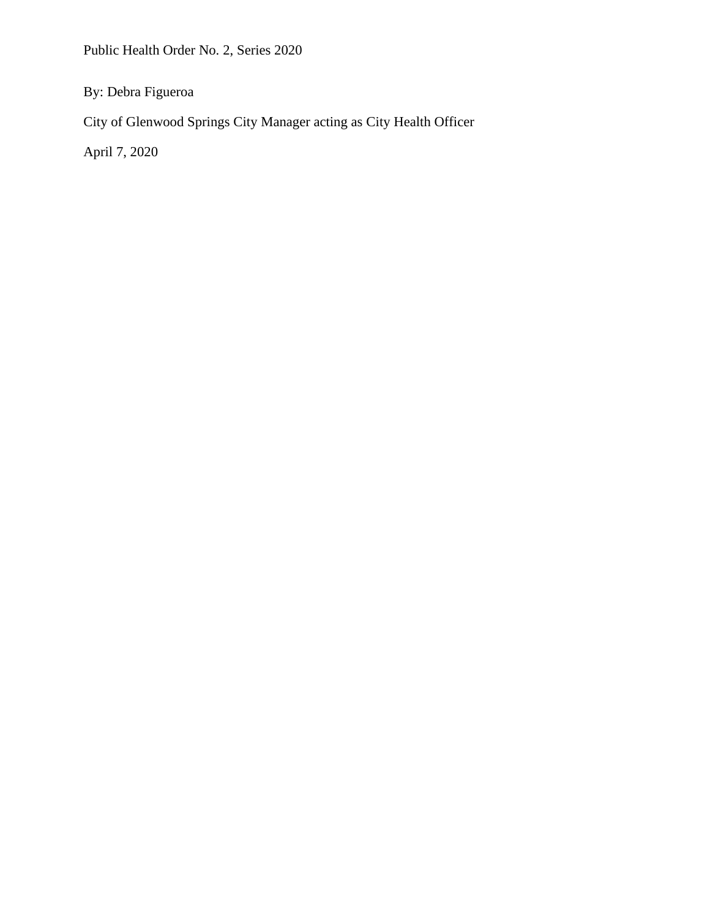Public Health Order No. 2, Series 2020

By: Debra Figueroa

City of Glenwood Springs City Manager acting as City Health Officer

April 7, 2020